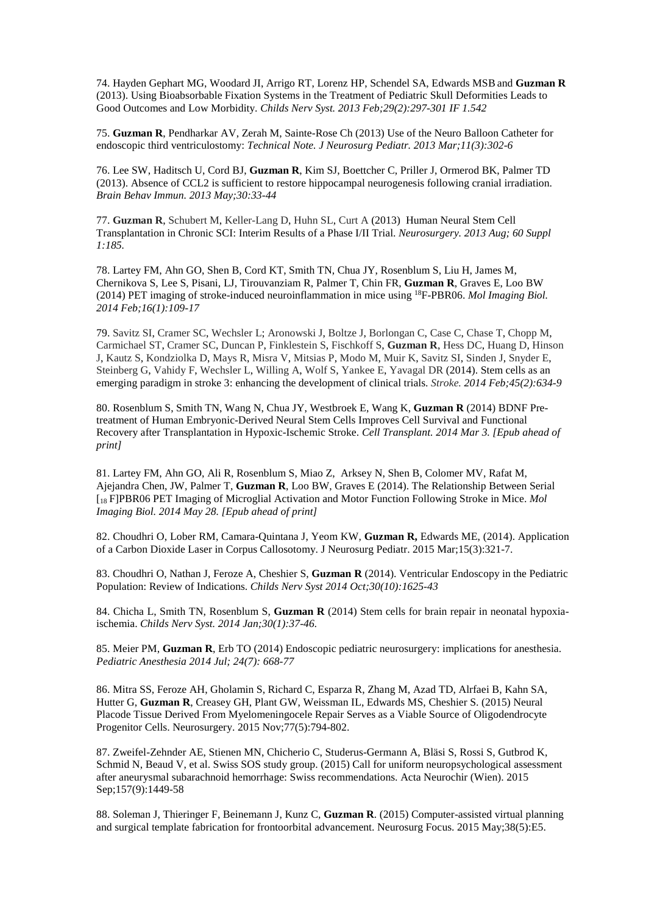74. Hayden Gephart MG, Woodard JI, Arrigo RT, Lorenz HP, Schendel SA, Edwards MSB and **Guzman R** (2013). Using Bioabsorbable Fixation Systems in the Treatment of Pediatric Skull Deformities Leads to Good Outcomes and Low Morbidity. *Childs Nerv Syst. 2013 Feb;29(2):297-301 IF 1.542*

75. **Guzman R**, Pendharkar AV, Zerah M, Sainte-Rose Ch (2013) Use of the Neuro Balloon Catheter for endoscopic third ventriculostomy: *Technical Note. J Neurosurg Pediatr. 2013 Mar;11(3):302-6*

76. Lee SW, Haditsch U, Cord BJ, **Guzman R**, Kim SJ, Boettcher C, Priller J, Ormerod BK, Palmer TD (2013). Absence of CCL2 is sufficient to restore hippocampal neurogenesis following cranial irradiation. *Brain Behav Immun. 2013 May;30:33-44*

77. **Guzman R**, Schubert M, Keller-Lang D, Huhn SL, Curt A (2013) Human Neural Stem Cell Transplantation in Chronic SCI: Interim Results of a Phase I/II Trial. *Neurosurgery. 2013 Aug; 60 Suppl 1:185.*

78. Lartey FM, Ahn GO, Shen B, Cord KT, Smith TN, Chua JY, Rosenblum S, Liu H, James M, Chernikova S, Lee S, Pisani, LJ, Tirouvanziam R, Palmer T, Chin FR, **Guzman R**, Graves E, Loo BW (2014) PET imaging of stroke-induced neuroinflammation in mice using $^{18}$F-PBR06. *Mol Imaging Biol. 2014 Feb;16(1):109-17*

79. Savitz SI, Cramer SC, Wechsler L; Aronowski J, Boltze J, Borlongan C, Case C, Chase T, Chopp M, Carmichael ST, Cramer SC, Duncan P, Finklestein S, Fischkoff S, **Guzman R**, Hess DC, Huang D, Hinson J, Kautz S, Kondziolka D, Mays R, Misra V, Mitsias P, Modo M, Muir K, Savitz SI, Sinden J, Snyder E, Steinberg G, Vahidy F, Wechsler L, Willing A, Wolf S, Yankee E, Yavagal DR (2014). Stem cells as an emerging paradigm in stroke 3: enhancing the development of clinical trials. *Stroke. 2014 Feb;45(2):634-9*

80. Rosenblum S, Smith TN, Wang N, Chua JY, Westbroek E, Wang K, **Guzman R** (2014) BDNF Pretreatment of Human Embryonic-Derived Neural Stem Cells Improves Cell Survival and Functional Recovery after Transplantation in Hypoxic-Ischemic Stroke. *Cell Transplant. 2014 Mar 3. [Epub ahead of print]*

81. Lartey FM, Ahn GO, Ali R, Rosenblum S, Miao Z, Arksey N, Shen B, Colomer MV, Rafat M, Ajejandra Chen, JW, Palmer T, **Guzman R**, Loo BW, Graves E (2014). The Relationship Between Serial [$_{18}$ F]PBR06 PET Imaging of Microglial Activation and Motor Function Following Stroke in Mice. *Mol Imaging Biol. 2014 May 28. [Epub ahead of print]*

82. Choudhri O, Lober RM, Camara-Quintana J, Yeom KW, **Guzman R,** Edwards ME, (2014). Application of a Carbon Dioxide Laser in Corpus Callosotomy. J Neurosurg Pediatr. 2015 Mar;15(3):321-7.

83. Choudhri O, Nathan J, Feroze A, Cheshier S, **Guzman R** (2014). Ventricular Endoscopy in the Pediatric Population: Review of Indications. *Childs Nerv Syst 2014 Oct;30(10):1625-43*

84. Chicha L, Smith TN, Rosenblum S, **Guzman R** (2014) Stem cells for brain repair in neonatal hypoxia-ischemia. *Childs Nerv Syst. 2014 Jan;30(1):37-46.*

85. Meier PM, **Guzman R**, Erb TO (2014) Endoscopic pediatric neurosurgery: implications for anesthesia. *Pediatric Anesthesia 2014 Jul; 24(7): 668-77*

86. Mitra SS, Feroze AH, Gholamin S, Richard C, Esparza R, Zhang M, Azad TD, Alrfaei B, Kahn SA, Hutter G, **Guzman R**, Creasey GH, Plant GW, Weissman IL, Edwards MS, Cheshier S. (2015) Neural Placode Tissue Derived From Myelomeningocele Repair Serves as a Viable Source of Oligodendrocyte Progenitor Cells. Neurosurgery. 2015 Nov;77(5):794-802.

87. Zweifel-Zehnder AE, Stienen MN, Chicherio C, Studerus-Germann A, Bläsi S, Rossi S, Gutbrod K, Schmid N, Beaud V, et al. Swiss SOS study group. (2015) Call for uniform neuropsychological assessment after aneurysmal subarachnoid hemorrhage: Swiss recommendations. Acta Neurochir (Wien). 2015 Sep;157(9):1449-58

88. Soleman J, Thieringer F, Beinemann J, Kunz C, **Guzman R**. (2015) Computer-assisted virtual planning and surgical template fabrication for frontoorbital advancement. Neurosurg Focus. 2015 May;38(5):E5.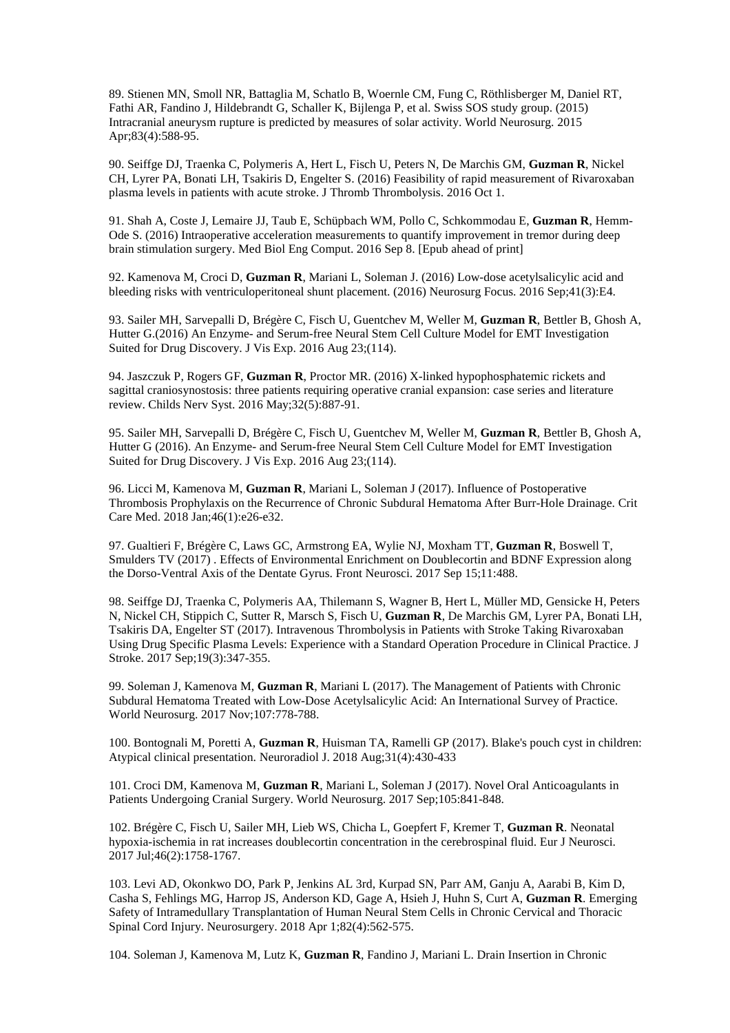89. Stienen MN, Smoll NR, Battaglia M, Schatlo B, Woernle CM, Fung C, Röthlisberger M, Daniel RT, Fathi AR, Fandino J, Hildebrandt G, Schaller K, Bijlenga P, et al. Swiss SOS study group. (2015) Intracranial aneurysm rupture is predicted by measures of solar activity. World Neurosurg. 2015 Apr;83(4):588-95.

90. Seiffge DJ, Traenka C, Polymeris A, Hert L, Fisch U, Peters N, De Marchis GM, **Guzman R**, Nickel CH, Lyrer PA, Bonati LH, Tsakiris D, Engelter S. (2016) Feasibility of rapid measurement of Rivaroxaban plasma levels in patients with acute stroke. J Thromb Thrombolysis. 2016 Oct 1.

91. Shah A, Coste J, Lemaire JJ, Taub E, Schüpbach WM, Pollo C, Schkommodau E, **Guzman R**, Hemm-Ode S. (2016) Intraoperative acceleration measurements to quantify improvement in tremor during deep brain stimulation surgery. Med Biol Eng Comput. 2016 Sep 8. [Epub ahead of print]

92. Kamenova M, Croci D, **Guzman R**, Mariani L, Soleman J. (2016) Low-dose acetylsalicylic acid and bleeding risks with ventriculoperitoneal shunt placement. (2016) Neurosurg Focus. 2016 Sep;41(3):E4.

93. Sailer MH, Sarvepalli D, Brégère C, Fisch U, Guentchev M, Weller M, **Guzman R**, Bettler B, Ghosh A, Hutter G.(2016) An Enzyme- and Serum-free Neural Stem Cell Culture Model for EMT Investigation Suited for Drug Discovery. J Vis Exp. 2016 Aug 23;(114).

94. Jaszczuk P, Rogers GF, **Guzman R**, Proctor MR. (2016) X-linked hypophosphatemic rickets and sagittal craniosynostosis: three patients requiring operative cranial expansion: case series and literature review. Childs Nerv Syst. 2016 May;32(5):887-91.

95. Sailer MH, Sarvepalli D, Brégère C, Fisch U, Guentchev M, Weller M, **Guzman R**, Bettler B, Ghosh A, Hutter G (2016). An Enzyme- and Serum-free Neural Stem Cell Culture Model for EMT Investigation Suited for Drug Discovery. J Vis Exp. 2016 Aug 23;(114).

96. Licci M, Kamenova M, **Guzman R**, Mariani L, Soleman J (2017). Influence of Postoperative Thrombosis Prophylaxis on the Recurrence of Chronic Subdural Hematoma After Burr-Hole Drainage. Crit Care Med. 2018 Jan;46(1):e26-e32.

97. Gualtieri F, Brégère C, Laws GC, Armstrong EA, Wylie NJ, Moxham TT, **Guzman R**, Boswell T, Smulders TV (2017) . Effects of Environmental Enrichment on Doublecortin and BDNF Expression along the Dorso-Ventral Axis of the Dentate Gyrus. Front Neurosci. 2017 Sep 15;11:488.

98. Seiffge DJ, Traenka C, Polymeris AA, Thilemann S, Wagner B, Hert L, Müller MD, Gensicke H, Peters N, Nickel CH, Stippich C, Sutter R, Marsch S, Fisch U, **Guzman R**, De Marchis GM, Lyrer PA, Bonati LH, Tsakiris DA, Engelter ST (2017). Intravenous Thrombolysis in Patients with Stroke Taking Rivaroxaban Using Drug Specific Plasma Levels: Experience with a Standard Operation Procedure in Clinical Practice. J Stroke. 2017 Sep;19(3):347-355.

99. Soleman J, Kamenova M, **Guzman R**, Mariani L (2017). The Management of Patients with Chronic Subdural Hematoma Treated with Low-Dose Acetylsalicylic Acid: An International Survey of Practice. World Neurosurg. 2017 Nov;107:778-788.

100. Bontognali M, Poretti A, **Guzman R**, Huisman TA, Ramelli GP (2017). Blake's pouch cyst in children: Atypical clinical presentation. Neuroradiol J. 2018 Aug;31(4):430-433

101. Croci DM, Kamenova M, **Guzman R**, Mariani L, Soleman J (2017). Novel Oral Anticoagulants in Patients Undergoing Cranial Surgery. World Neurosurg. 2017 Sep;105:841-848.

102. Brégère C, Fisch U, Sailer MH, Lieb WS, Chicha L, Goepfert F, Kremer T, **Guzman R**. Neonatal hypoxia-ischemia in rat increases doublecortin concentration in the cerebrospinal fluid. Eur J Neurosci. 2017 Jul;46(2):1758-1767.

103. Levi AD, Okonkwo DO, Park P, Jenkins AL 3rd, Kurpad SN, Parr AM, Ganju A, Aarabi B, Kim D, Casha S, Fehlings MG, Harrop JS, Anderson KD, Gage A, Hsieh J, Huhn S, Curt A, **Guzman R**. Emerging Safety of Intramedullary Transplantation of Human Neural Stem Cells in Chronic Cervical and Thoracic Spinal Cord Injury. Neurosurgery. 2018 Apr 1;82(4):562-575.

104. Soleman J, Kamenova M, Lutz K, **Guzman R**, Fandino J, Mariani L. Drain Insertion in Chronic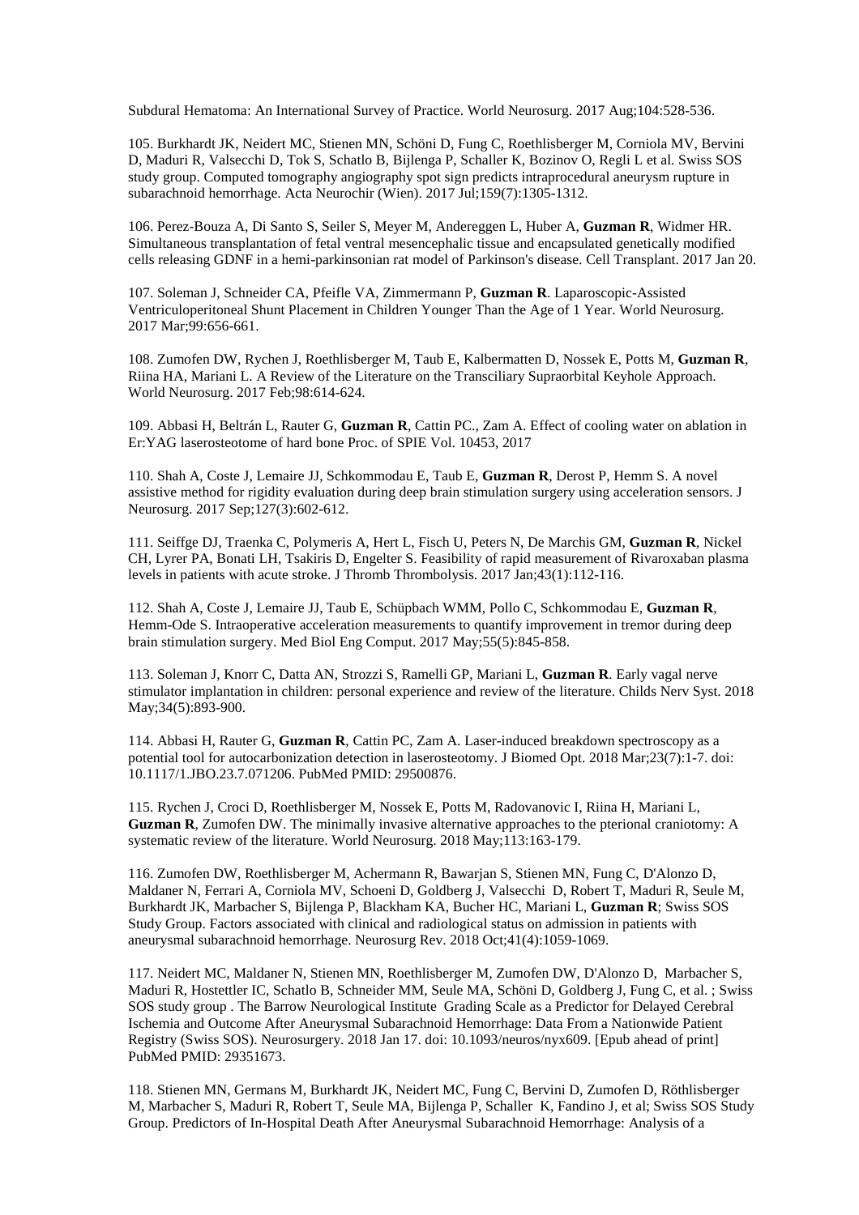Subdural Hematoma: An International Survey of Practice. World Neurosurg. 2017 Aug;104:528-536.

105. Burkhardt JK, Neidert MC, Stienen MN, Schöni D, Fung C, Roethlisberger M, Corniola MV, Bervini D, Maduri R, Valsecchi D, Tok S, Schatlo B, Bijlenga P, Schaller K, Bozinov O, Regli L et al. Swiss SOS study group. Computed tomography angiography spot sign predicts intraprocedural aneurysm rupture in subarachnoid hemorrhage. Acta Neurochir (Wien). 2017 Jul;159(7):1305-1312.

106. Perez-Bouza A, Di Santo S, Seiler S, Meyer M, Andereggen L, Huber A, **Guzman R**, Widmer HR. Simultaneous transplantation of fetal ventral mesencephalic tissue and encapsulated genetically modified cells releasing GDNF in a hemi-parkinsonian rat model of Parkinson's disease. Cell Transplant. 2017 Jan 20.

107. Soleman J, Schneider CA, Pfeifle VA, Zimmermann P, **Guzman R**. Laparoscopic-Assisted Ventriculoperitoneal Shunt Placement in Children Younger Than the Age of 1 Year. World Neurosurg. 2017 Mar;99:656-661.

108. Zumofen DW, Rychen J, Roethlisberger M, Taub E, Kalbermatten D, Nossek E, Potts M, **Guzman R**, Riina HA, Mariani L. A Review of the Literature on the Transciliary Supraorbital Keyhole Approach. World Neurosurg. 2017 Feb;98:614-624.

109. Abbasi H, Beltrán L, Rauter G, **Guzman R**, Cattin PC., Zam A. Effect of cooling water on ablation in Er:YAG laserosteotome of hard bone Proc. of SPIE Vol. 10453, 2017

110. Shah A, Coste J, Lemaire JJ, Schkommodau E, Taub E, **Guzman R**, Derost P, Hemm S. A novel assistive method for rigidity evaluation during deep brain stimulation surgery using acceleration sensors. J Neurosurg. 2017 Sep;127(3):602-612.

111. Seiffge DJ, Traenka C, Polymeris A, Hert L, Fisch U, Peters N, De Marchis GM, **Guzman R**, Nickel CH, Lyrer PA, Bonati LH, Tsakiris D, Engelter S. Feasibility of rapid measurement of Rivaroxaban plasma levels in patients with acute stroke. J Thromb Thrombolysis. 2017 Jan;43(1):112-116.

112. Shah A, Coste J, Lemaire JJ, Taub E, Schüpbach WMM, Pollo C, Schkommodau E, **Guzman R**, Hemm-Ode S. Intraoperative acceleration measurements to quantify improvement in tremor during deep brain stimulation surgery. Med Biol Eng Comput. 2017 May;55(5):845-858.

113. Soleman J, Knorr C, Datta AN, Strozzi S, Ramelli GP, Mariani L, **Guzman R**. Early vagal nerve stimulator implantation in children: personal experience and review of the literature. Childs Nerv Syst. 2018 May;34(5):893-900.

114. Abbasi H, Rauter G, **Guzman R**, Cattin PC, Zam A. Laser-induced breakdown spectroscopy as a potential tool for autocarbonization detection in laserosteotomy. J Biomed Opt. 2018 Mar;23(7):1-7. doi: 10.1117/1.JBO.23.7.071206. PubMed PMID: 29500876.

115. Rychen J, Croci D, Roethlisberger M, Nossek E, Potts M, Radovanovic I, Riina H, Mariani L, **Guzman R**, Zumofen DW. The minimally invasive alternative approaches to the pterional craniotomy: A systematic review of the literature. World Neurosurg. 2018 May;113:163-179.

116. Zumofen DW, Roethlisberger M, Achermann R, Bawarjan S, Stienen MN, Fung C, D'Alonzo D, Maldaner N, Ferrari A, Corniola MV, Schoeni D, Goldberg J, Valsecchi D, Robert T, Maduri R, Seule M, Burkhardt JK, Marbacher S, Bijlenga P, Blackham KA, Bucher HC, Mariani L, **Guzman R**; Swiss SOS Study Group. Factors associated with clinical and radiological status on admission in patients with aneurysmal subarachnoid hemorrhage. Neurosurg Rev. 2018 Oct;41(4):1059-1069.

117. Neidert MC, Maldaner N, Stienen MN, Roethlisberger M, Zumofen DW, D'Alonzo D, Marbacher S, Maduri R, Hostettler IC, Schatlo B, Schneider MM, Seule MA, Schöni D, Goldberg J, Fung C, et al. ; Swiss SOS study group . The Barrow Neurological Institute Grading Scale as a Predictor for Delayed Cerebral Ischemia and Outcome After Aneurysmal Subarachnoid Hemorrhage: Data From a Nationwide Patient Registry (Swiss SOS). Neurosurgery. 2018 Jan 17. doi: 10.1093/neuros/nyx609. [Epub ahead of print] PubMed PMID: 29351673.

118. Stienen MN, Germans M, Burkhardt JK, Neidert MC, Fung C, Bervini D, Zumofen D, Röthlisberger M, Marbacher S, Maduri R, Robert T, Seule MA, Bijlenga P, Schaller K, Fandino J, et al; Swiss SOS Study Group. Predictors of In-Hospital Death After Aneurysmal Subarachnoid Hemorrhage: Analysis of a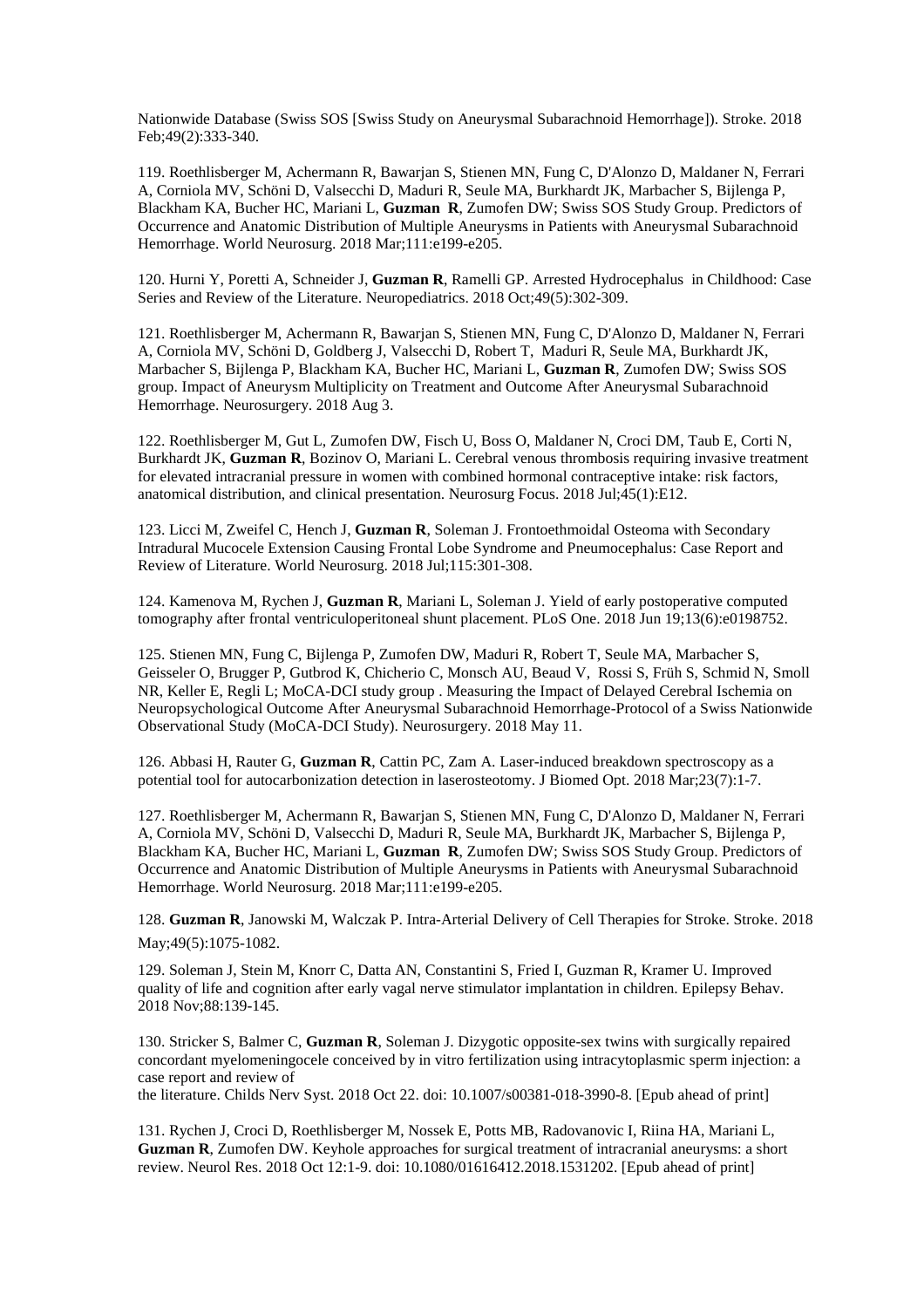Nationwide Database (Swiss SOS [Swiss Study on Aneurysmal Subarachnoid Hemorrhage]). Stroke. 2018 Feb;49(2):333-340.

119. Roethlisberger M, Achermann R, Bawarjan S, Stienen MN, Fung C, D'Alonzo D, Maldaner N, Ferrari A, Corniola MV, Schöni D, Valsecchi D, Maduri R, Seule MA, Burkhardt JK, Marbacher S, Bijlenga P, Blackham KA, Bucher HC, Mariani L, **Guzman R**, Zumofen DW; Swiss SOS Study Group. Predictors of Occurrence and Anatomic Distribution of Multiple Aneurysms in Patients with Aneurysmal Subarachnoid Hemorrhage. World Neurosurg. 2018 Mar;111:e199-e205.

120. Hurni Y, Poretti A, Schneider J, **Guzman R**, Ramelli GP. Arrested Hydrocephalus in Childhood: Case Series and Review of the Literature. Neuropediatrics. 2018 Oct;49(5):302-309.

121. Roethlisberger M, Achermann R, Bawarjan S, Stienen MN, Fung C, D'Alonzo D, Maldaner N, Ferrari A, Corniola MV, Schöni D, Goldberg J, Valsecchi D, Robert T, Maduri R, Seule MA, Burkhardt JK, Marbacher S, Bijlenga P, Blackham KA, Bucher HC, Mariani L, **Guzman R**, Zumofen DW; Swiss SOS group. Impact of Aneurysm Multiplicity on Treatment and Outcome After Aneurysmal Subarachnoid Hemorrhage. Neurosurgery. 2018 Aug 3.

122. Roethlisberger M, Gut L, Zumofen DW, Fisch U, Boss O, Maldaner N, Croci DM, Taub E, Corti N, Burkhardt JK, **Guzman R**, Bozinov O, Mariani L. Cerebral venous thrombosis requiring invasive treatment for elevated intracranial pressure in women with combined hormonal contraceptive intake: risk factors, anatomical distribution, and clinical presentation. Neurosurg Focus. 2018 Jul;45(1):E12.

123. Licci M, Zweifel C, Hench J, **Guzman R**, Soleman J. Frontoethmoidal Osteoma with Secondary Intradural Mucocele Extension Causing Frontal Lobe Syndrome and Pneumocephalus: Case Report and Review of Literature. World Neurosurg. 2018 Jul;115:301-308.

124. Kamenova M, Rychen J, **Guzman R**, Mariani L, Soleman J. Yield of early postoperative computed tomography after frontal ventriculoperitoneal shunt placement. PLoS One. 2018 Jun 19;13(6):e0198752.

125. Stienen MN, Fung C, Bijlenga P, Zumofen DW, Maduri R, Robert T, Seule MA, Marbacher S, Geisseler O, Brugger P, Gutbrod K, Chicherio C, Monsch AU, Beaud V, Rossi S, Früh S, Schmid N, Smoll NR, Keller E, Regli L; MoCA-DCI study group . Measuring the Impact of Delayed Cerebral Ischemia on Neuropsychological Outcome After Aneurysmal Subarachnoid Hemorrhage-Protocol of a Swiss Nationwide Observational Study (MoCA-DCI Study). Neurosurgery. 2018 May 11.

126. Abbasi H, Rauter G, **Guzman R**, Cattin PC, Zam A. Laser-induced breakdown spectroscopy as a potential tool for autocarbonization detection in laserosteotomy. J Biomed Opt. 2018 Mar;23(7):1-7.

127. Roethlisberger M, Achermann R, Bawarjan S, Stienen MN, Fung C, D'Alonzo D, Maldaner N, Ferrari A, Corniola MV, Schöni D, Valsecchi D, Maduri R, Seule MA, Burkhardt JK, Marbacher S, Bijlenga P, Blackham KA, Bucher HC, Mariani L, **Guzman R**, Zumofen DW; Swiss SOS Study Group. Predictors of Occurrence and Anatomic Distribution of Multiple Aneurysms in Patients with Aneurysmal Subarachnoid Hemorrhage. World Neurosurg. 2018 Mar;111:e199-e205.

128. **Guzman R**, Janowski M, Walczak P. Intra-Arterial Delivery of Cell Therapies for Stroke. Stroke. 2018 May;49(5):1075-1082.

129. Soleman J, Stein M, Knorr C, Datta AN, Constantini S, Fried I, Guzman R, Kramer U. Improved quality of life and cognition after early vagal nerve stimulator implantation in children. Epilepsy Behav. 2018 Nov;88:139-145.

130. Stricker S, Balmer C, **Guzman R**, Soleman J. Dizygotic opposite-sex twins with surgically repaired concordant myelomeningocele conceived by in vitro fertilization using intracytoplasmic sperm injection: a case report and review of
the literature. Childs Nerv Syst. 2018 Oct 22. doi: 10.1007/s00381-018-3990-8. [Epub ahead of print]

131. Rychen J, Croci D, Roethlisberger M, Nossek E, Potts MB, Radovanovic I, Riina HA, Mariani L, **Guzman R**, Zumofen DW. Keyhole approaches for surgical treatment of intracranial aneurysms: a short review. Neurol Res. 2018 Oct 12:1-9. doi: 10.1080/01616412.2018.1531202. [Epub ahead of print]